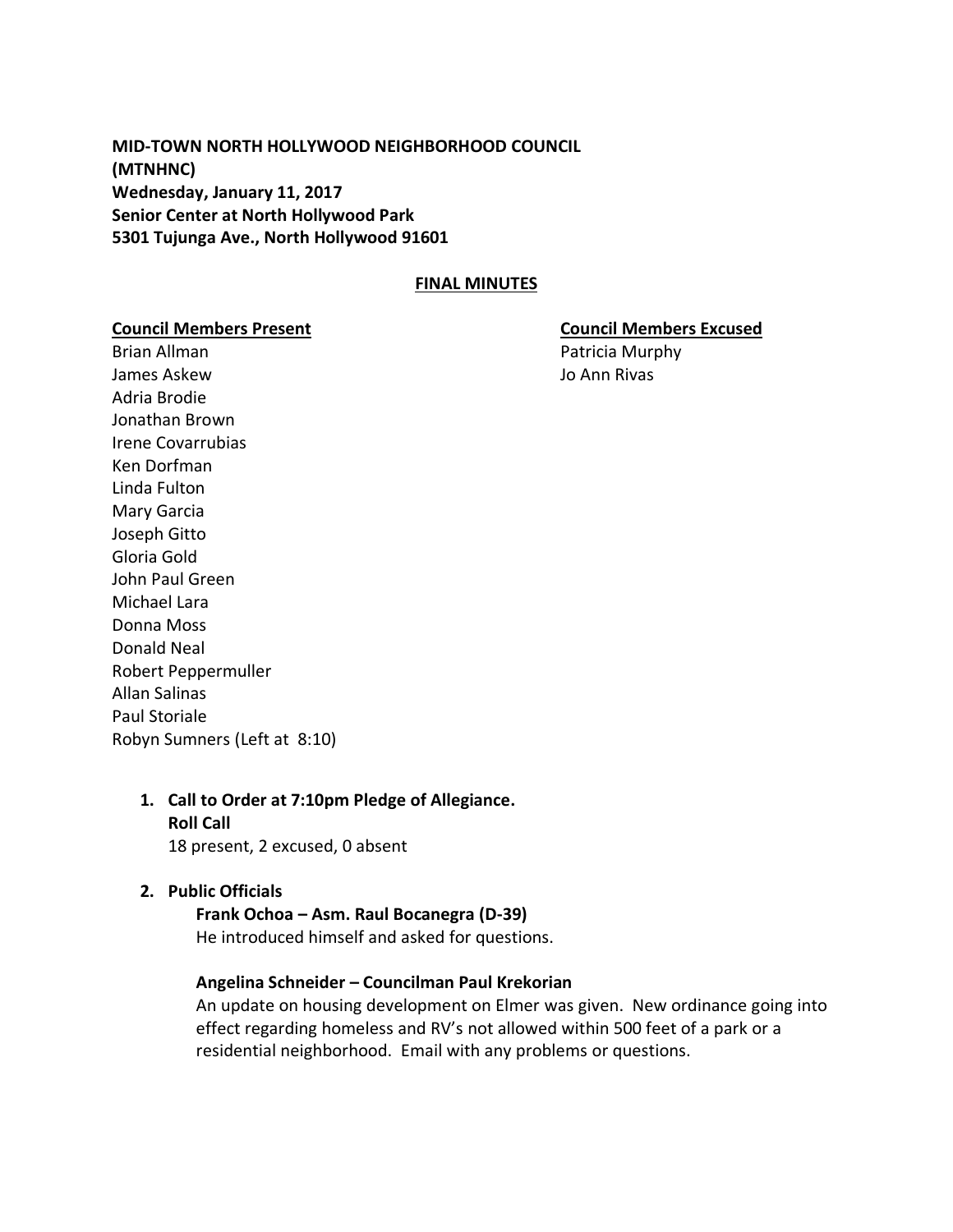**MID-TOWN NORTH HOLLYWOOD NEIGHBORHOOD COUNCIL**
**(MTNHNC)**
**Wednesday, January 11, 2017**
**Senior Center at North Hollywood Park**
**5301 Tujunga Ave., North Hollywood 91601**

## FINAL MINUTES

**Council Members Present**

Brian Allman
James Askew
Adria Brodie
Jonathan Brown
Irene Covarrubias
Ken Dorfman
Linda Fulton
Mary Garcia
Joseph Gitto
Gloria Gold
John Paul Green
Michael Lara
Donna Moss
Donald Neal
Robert Peppermuller
Allan Salinas
Paul Storiale
Robyn Sumners (Left at 8:10)

**Council Members Excused**

Patricia Murphy
Jo Ann Rivas

1. **Call to Order at 7:10pm Pledge of Allegiance.**
   **Roll Call**
   18 present, 2 excused, 0 absent

2. **Public Officials**

   **Frank Ochoa – Asm. Raul Bocanegra (D-39)**
   He introduced himself and asked for questions.

   **Angelina Schneider – Councilman Paul Krekorian**
   An update on housing development on Elmer was given. New ordinance going into effect regarding homeless and RV's not allowed within 500 feet of a park or a residential neighborhood. Email with any problems or questions.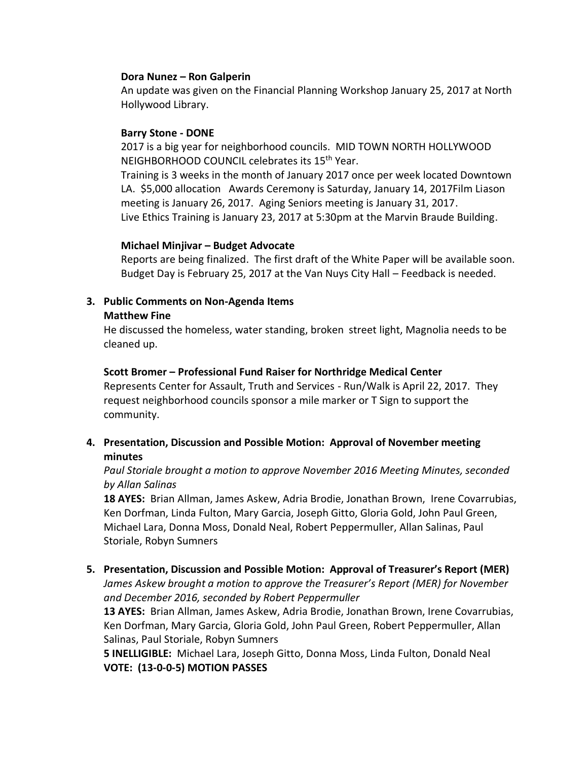**Dora Nunez – Ron Galperin**
An update was given on the Financial Planning Workshop January 25, 2017 at North Hollywood Library.

**Barry Stone - DONE**
2017 is a big year for neighborhood councils. MID TOWN NORTH HOLLYWOOD NEIGHBORHOOD COUNCIL celebrates its 15th Year.
Training is 3 weeks in the month of January 2017 once per week located Downtown LA. $5,000 allocation Awards Ceremony is Saturday, January 14, 2017Film Liason meeting is January 26, 2017. Aging Seniors meeting is January 31, 2017.
Live Ethics Training is January 23, 2017 at 5:30pm at the Marvin Braude Building.

**Michael Minjivar – Budget Advocate**
Reports are being finalized. The first draft of the White Paper will be available soon. Budget Day is February 25, 2017 at the Van Nuys City Hall – Feedback is needed.

3. **Public Comments on Non-Agenda Items**
   **Matthew Fine**
   He discussed the homeless, water standing, broken street light, Magnolia needs to be cleaned up.

   **Scott Bromer – Professional Fund Raiser for Northridge Medical Center**
   Represents Center for Assault, Truth and Services - Run/Walk is April 22, 2017. They request neighborhood councils sponsor a mile marker or T Sign to support the community.

4. **Presentation, Discussion and Possible Motion: Approval of November meeting minutes**
   *Paul Storiale brought a motion to approve November 2016 Meeting Minutes, seconded by Allan Salinas*
   **18 AYES:** Brian Allman, James Askew, Adria Brodie, Jonathan Brown, Irene Covarrubias, Ken Dorfman, Linda Fulton, Mary Garcia, Joseph Gitto, Gloria Gold, John Paul Green, Michael Lara, Donna Moss, Donald Neal, Robert Peppermuller, Allan Salinas, Paul Storiale, Robyn Sumners

5. **Presentation, Discussion and Possible Motion: Approval of Treasurer's Report (MER)**
   *James Askew brought a motion to approve the Treasurer's Report (MER) for November and December 2016, seconded by Robert Peppermuller*
   **13 AYES:** Brian Allman, James Askew, Adria Brodie, Jonathan Brown, Irene Covarrubias, Ken Dorfman, Mary Garcia, Gloria Gold, John Paul Green, Robert Peppermuller, Allan Salinas, Paul Storiale, Robyn Sumners
   **5 INELLIGIBLE:** Michael Lara, Joseph Gitto, Donna Moss, Linda Fulton, Donald Neal
   **VOTE: (13-0-0-5) MOTION PASSES**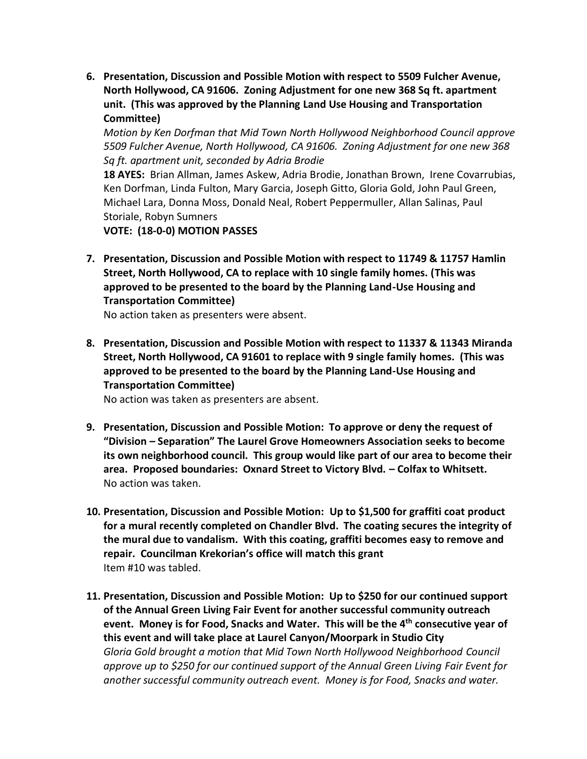6. **Presentation, Discussion and Possible Motion with respect to 5509 Fulcher Avenue, North Hollywood, CA 91606. Zoning Adjustment for one new 368 Sq ft. apartment unit. (This was approved by the Planning Land Use Housing and Transportation Committee)**

   *Motion by Ken Dorfman that Mid Town North Hollywood Neighborhood Council approve 5509 Fulcher Avenue, North Hollywood, CA 91606. Zoning Adjustment for one new 368 Sq ft. apartment unit, seconded by Adria Brodie*

   **18 AYES:** Brian Allman, James Askew, Adria Brodie, Jonathan Brown, Irene Covarrubias, Ken Dorfman, Linda Fulton, Mary Garcia, Joseph Gitto, Gloria Gold, John Paul Green, Michael Lara, Donna Moss, Donald Neal, Robert Peppermuller, Allan Salinas, Paul Storiale, Robyn Sumners

   **VOTE: (18-0-0) MOTION PASSES**

7. **Presentation, Discussion and Possible Motion with respect to 11749 & 11757 Hamlin Street, North Hollywood, CA to replace with 10 single family homes. (This was approved to be presented to the board by the Planning Land-Use Housing and Transportation Committee)**

   No action taken as presenters were absent.

8. **Presentation, Discussion and Possible Motion with respect to 11337 & 11343 Miranda Street, North Hollywood, CA 91601 to replace with 9 single family homes. (This was approved to be presented to the board by the Planning Land-Use Housing and Transportation Committee)**

   No action was taken as presenters are absent.

9. **Presentation, Discussion and Possible Motion: To approve or deny the request of "Division – Separation" The Laurel Grove Homeowners Association seeks to become its own neighborhood council. This group would like part of our area to become their area. Proposed boundaries: Oxnard Street to Victory Blvd. – Colfax to Whitsett.**

   No action was taken.

10. **Presentation, Discussion and Possible Motion: Up to $1,500 for graffiti coat product for a mural recently completed on Chandler Blvd. The coating secures the integrity of the mural due to vandalism. With this coating, graffiti becomes easy to remove and repair. Councilman Krekorian's office will match this grant**

    Item #10 was tabled.

11. **Presentation, Discussion and Possible Motion: Up to $250 for our continued support of the Annual Green Living Fair Event for another successful community outreach event. Money is for Food, Snacks and Water. This will be the 4th consecutive year of this event and will take place at Laurel Canyon/Moorpark in Studio City**

    *Gloria Gold brought a motion that Mid Town North Hollywood Neighborhood Council approve up to $250 for our continued support of the Annual Green Living Fair Event for another successful community outreach event. Money is for Food, Snacks and water.*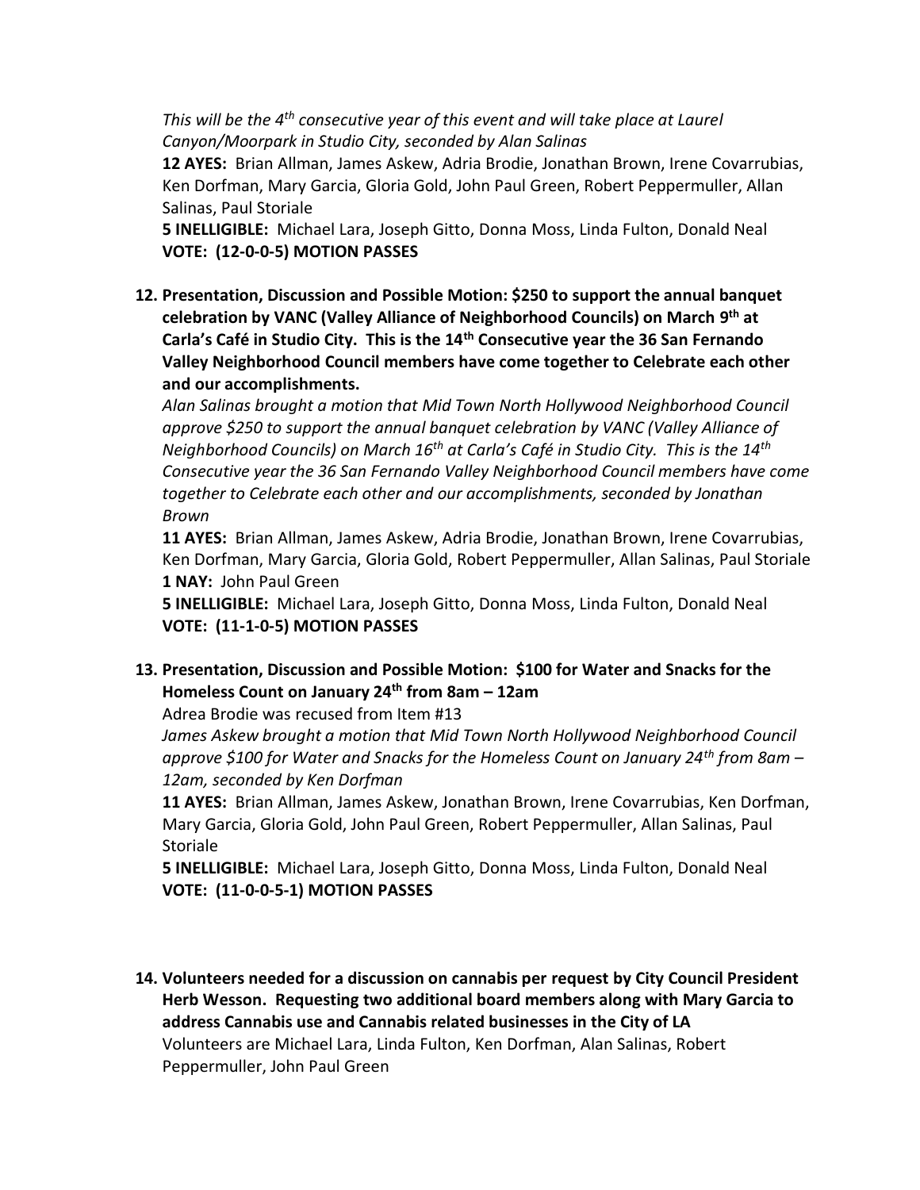*This will be the 4th consecutive year of this event and will take place at Laurel Canyon/Moorpark in Studio City, seconded by Alan Salinas*

**12 AYES:** Brian Allman, James Askew, Adria Brodie, Jonathan Brown, Irene Covarrubias, Ken Dorfman, Mary Garcia, Gloria Gold, John Paul Green, Robert Peppermuller, Allan Salinas, Paul Storiale

**5 INELLIGIBLE:** Michael Lara, Joseph Gitto, Donna Moss, Linda Fulton, Donald Neal

**VOTE: (12-0-0-5) MOTION PASSES**

**12. Presentation, Discussion and Possible Motion: $250 to support the annual banquet celebration by VANC (Valley Alliance of Neighborhood Councils) on March 9th at Carla's Café in Studio City. This is the 14th Consecutive year the 36 San Fernando Valley Neighborhood Council members have come together to Celebrate each other and our accomplishments.**

*Alan Salinas brought a motion that Mid Town North Hollywood Neighborhood Council approve $250 to support the annual banquet celebration by VANC (Valley Alliance of Neighborhood Councils) on March 16th at Carla's Café in Studio City. This is the 14th Consecutive year the 36 San Fernando Valley Neighborhood Council members have come together to Celebrate each other and our accomplishments, seconded by Jonathan Brown*

**11 AYES:** Brian Allman, James Askew, Adria Brodie, Jonathan Brown, Irene Covarrubias, Ken Dorfman, Mary Garcia, Gloria Gold, Robert Peppermuller, Allan Salinas, Paul Storiale

**1 NAY:** John Paul Green

**5 INELLIGIBLE:** Michael Lara, Joseph Gitto, Donna Moss, Linda Fulton, Donald Neal

**VOTE: (11-1-0-5) MOTION PASSES**

**13. Presentation, Discussion and Possible Motion: $100 for Water and Snacks for the Homeless Count on January 24th from 8am – 12am**

Adrea Brodie was recused from Item #13

*James Askew brought a motion that Mid Town North Hollywood Neighborhood Council approve $100 for Water and Snacks for the Homeless Count on January 24th from 8am – 12am, seconded by Ken Dorfman*

**11 AYES:** Brian Allman, James Askew, Jonathan Brown, Irene Covarrubias, Ken Dorfman, Mary Garcia, Gloria Gold, John Paul Green, Robert Peppermuller, Allan Salinas, Paul Storiale

**5 INELLIGIBLE:** Michael Lara, Joseph Gitto, Donna Moss, Linda Fulton, Donald Neal

**VOTE: (11-0-0-5-1) MOTION PASSES**

**14. Volunteers needed for a discussion on cannabis per request by City Council President Herb Wesson. Requesting two additional board members along with Mary Garcia to address Cannabis use and Cannabis related businesses in the City of LA**

Volunteers are Michael Lara, Linda Fulton, Ken Dorfman, Alan Salinas, Robert Peppermuller, John Paul Green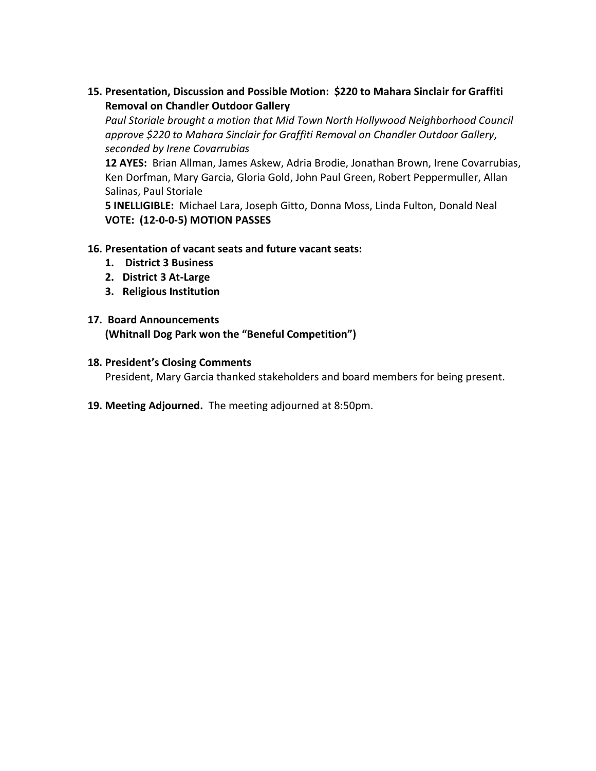**15. Presentation, Discussion and Possible Motion: $220 to Mahara Sinclair for Graffiti Removal on Chandler Outdoor Gallery**

*Paul Storiale brought a motion that Mid Town North Hollywood Neighborhood Council approve $220 to Mahara Sinclair for Graffiti Removal on Chandler Outdoor Gallery, seconded by Irene Covarrubias*

**12 AYES:** Brian Allman, James Askew, Adria Brodie, Jonathan Brown, Irene Covarrubias, Ken Dorfman, Mary Garcia, Gloria Gold, John Paul Green, Robert Peppermuller, Allan Salinas, Paul Storiale

**5 INELLIGIBLE:** Michael Lara, Joseph Gitto, Donna Moss, Linda Fulton, Donald Neal

**VOTE: (12-0-0-5) MOTION PASSES**

**16. Presentation of vacant seats and future vacant seats:**

1. **District 3 Business**
2. **District 3 At-Large**
3. **Religious Institution**

**17. Board Announcements**

**(Whitnall Dog Park won the "Beneful Competition")**

**18. President's Closing Comments**

President, Mary Garcia thanked stakeholders and board members for being present.

**19. Meeting Adjourned.** The meeting adjourned at 8:50pm.